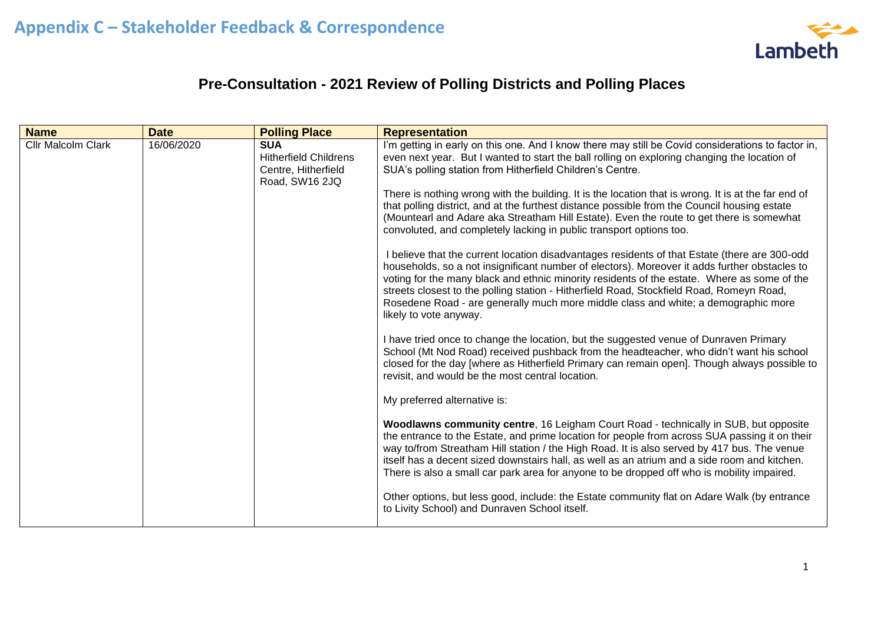# Appendix C – Stakeholder Feedback & Correspondence

## Pre-Consultation - 2021 Review of Polling Districts and Polling Places

| Name | Date | Polling Place | Representation |
|---|---|---|---|
| Cllr Malcolm Clark | 16/06/2020 | **SUA**<br>Hitherfield Childrens Centre, Hitherfield Road, SW16 2JQ | I'm getting in early on this one. And I know there may still be Covid considerations to factor in, even next year. But I wanted to start the ball rolling on exploring changing the location of SUA's polling station from Hitherfield Children's Centre.<br><br>There is nothing wrong with the building. It is the location that is wrong. It is at the far end of that polling district, and at the furthest distance possible from the Council housing estate (Mountearl and Adare aka Streatham Hill Estate). Even the route to get there is somewhat convoluted, and completely lacking in public transport options too.<br><br>I believe that the current location disadvantages residents of that Estate (there are 300-odd households, so a not insignificant number of electors). Moreover it adds further obstacles to voting for the many black and ethnic minority residents of the estate. Where as some of the streets closest to the polling station - Hitherfield Road, Stockfield Road, Romeyn Road, Rosedene Road - are generally much more middle class and white; a demographic more likely to vote anyway.<br><br>I have tried once to change the location, but the suggested venue of Dunraven Primary School (Mt Nod Road) received pushback from the headteacher, who didn't want his school closed for the day [where as Hitherfield Primary can remain open]. Though always possible to revisit, and would be the most central location.<br><br>My preferred alternative is:<br><br>**Woodlawns community centre**, 16 Leigham Court Road - technically in SUB, but opposite the entrance to the Estate, and prime location for people from across SUA passing it on their way to/from Streatham Hill station / the High Road. It is also served by 417 bus. The venue itself has a decent sized downstairs hall, as well as an atrium and a side room and kitchen. There is also a small car park area for anyone to be dropped off who is mobility impaired.<br><br>Other options, but less good, include: the Estate community flat on Adare Walk (by entrance to Livity School) and Dunraven School itself. |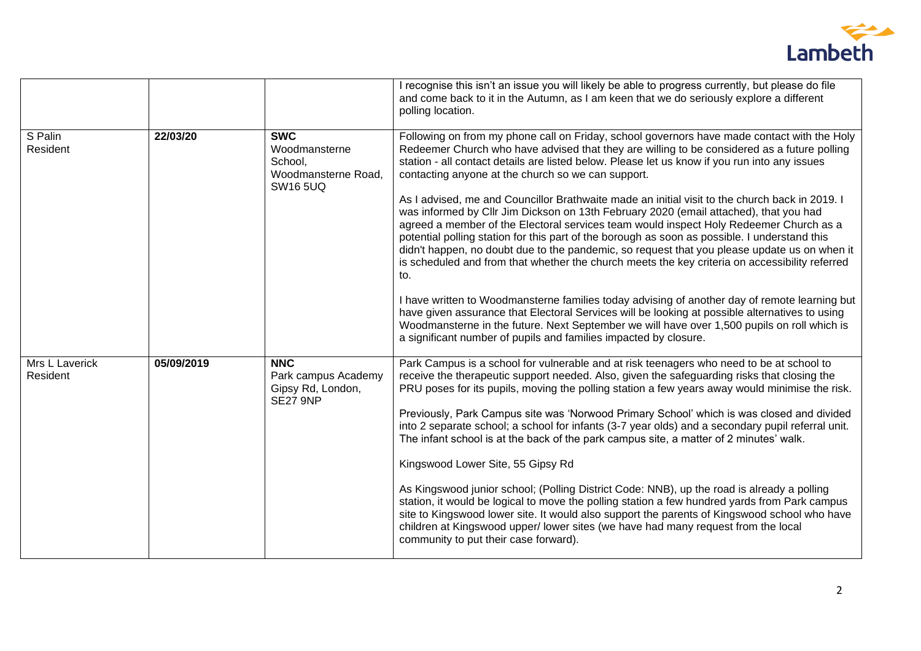| | | | |
|---|---|---|---|
| | | | I recognise this isn't an issue you will likely be able to progress currently, but please do file and come back to it in the Autumn, as I am keen that we do seriously explore a different polling location. |
| S Palin<br>Resident | 22/03/20 | **SWC**<br>Woodmansterne School,<br>Woodmansterne Road,<br>SW16 5UQ | Following on from my phone call on Friday, school governors have made contact with the Holy Redeemer Church who have advised that they are willing to be considered as a future polling station - all contact details are listed below. Please let us know if you run into any issues contacting anyone at the church so we can support.<br><br>As I advised, me and Councillor Brathwaite made an initial visit to the church back in 2019. I was informed by Cllr Jim Dickson on 13th February 2020 (email attached), that you had agreed a member of the Electoral services team would inspect Holy Redeemer Church as a potential polling station for this part of the borough as soon as possible. I understand this didn't happen, no doubt due to the pandemic, so request that you please update us on when it is scheduled and from that whether the church meets the key criteria on accessibility referred to.<br><br>I have written to Woodmansterne families today advising of another day of remote learning but have given assurance that Electoral Services will be looking at possible alternatives to using Woodmansterne in the future. Next September we will have over 1,500 pupils on roll which is a significant number of pupils and families impacted by closure. |
| Mrs L Laverick<br>Resident | 05/09/2019 | **NNC**<br>Park campus Academy<br>Gipsy Rd, London,<br>SE27 9NP | Park Campus is a school for vulnerable and at risk teenagers who need to be at school to receive the therapeutic support needed. Also, given the safeguarding risks that closing the PRU poses for its pupils, moving the polling station a few years away would minimise the risk.<br><br>Previously, Park Campus site was 'Norwood Primary School' which is was closed and divided into 2 separate school; a school for infants (3-7 year olds) and a secondary pupil referral unit. The infant school is at the back of the park campus site, a matter of 2 minutes' walk.<br><br>Kingswood Lower Site, 55 Gipsy Rd<br><br>As Kingswood junior school; (Polling District Code: NNB), up the road is already a polling station, it would be logical to move the polling station a few hundred yards from Park campus site to Kingswood lower site. It would also support the parents of Kingswood school who have children at Kingswood upper/ lower sites (we have had many request from the local community to put their case forward). |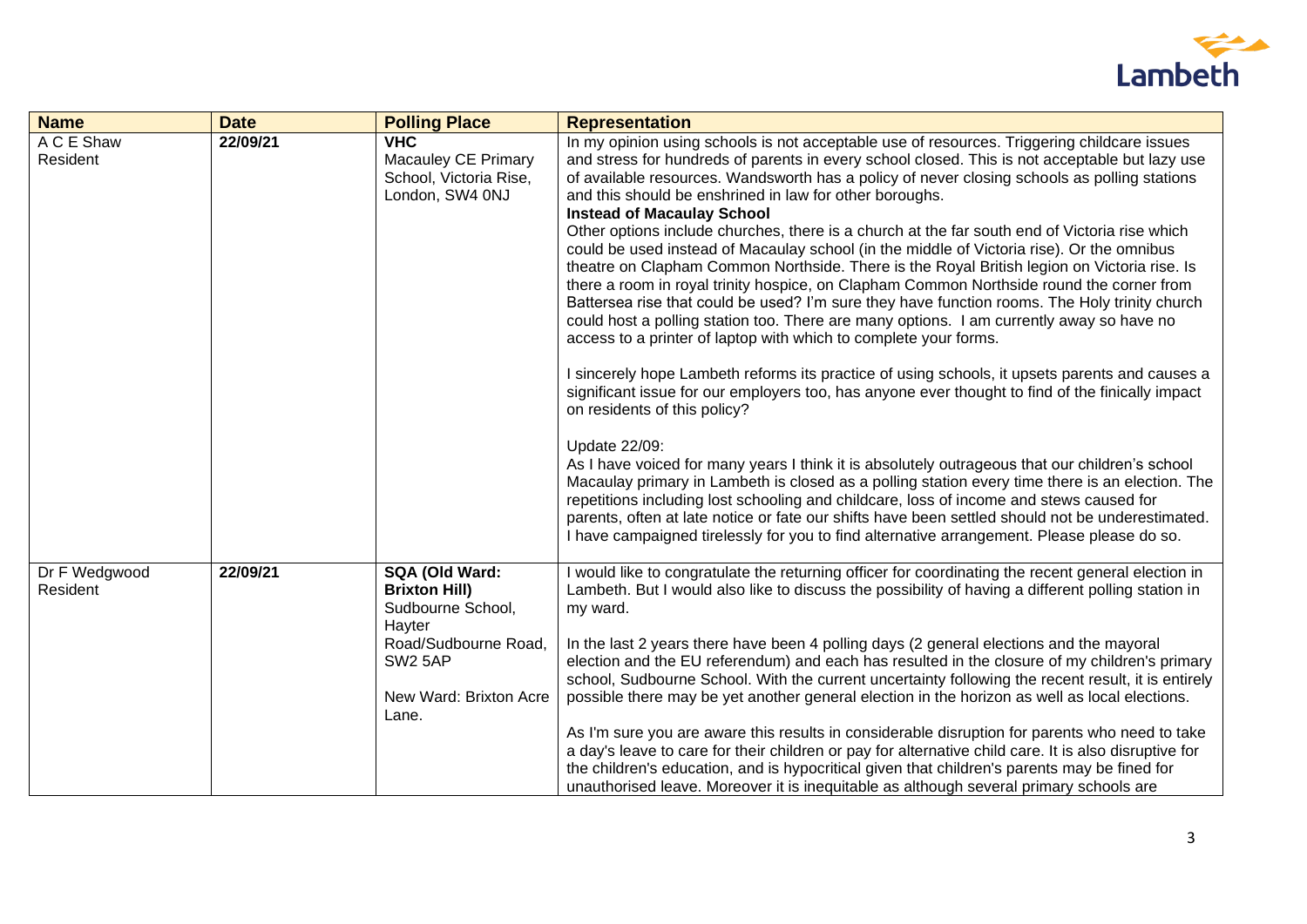| Name | Date | Polling Place | Representation |
|---|---|---|---|
| A C E Shaw<br>Resident | 22/09/21 | **VHC**<br>Macauley CE Primary School, Victoria Rise, London, SW4 0NJ | In my opinion using schools is not acceptable use of resources. Triggering childcare issues and stress for hundreds of parents in every school closed. This is not acceptable but lazy use of available resources. Wandsworth has a policy of never closing schools as polling stations and this should be enshrined in law for other boroughs.<br>**Instead of Macaulay School**<br>Other options include churches, there is a church at the far south end of Victoria rise which could be used instead of Macaulay school (in the middle of Victoria rise). Or the omnibus theatre on Clapham Common Northside. There is the Royal British legion on Victoria rise. Is there a room in royal trinity hospice, on Clapham Common Northside round the corner from Battersea rise that could be used? I'm sure they have function rooms. The Holy trinity church could host a polling station too. There are many options. I am currently away so have no access to a printer of laptop with which to complete your forms.<br><br>I sincerely hope Lambeth reforms its practice of using schools, it upsets parents and causes a significant issue for our employers too, has anyone ever thought to find of the finically impact on residents of this policy?<br><br>Update 22/09:<br>As I have voiced for many years I think it is absolutely outrageous that our children's school Macaulay primary in Lambeth is closed as a polling station every time there is an election. The repetitions including lost schooling and childcare, loss of income and stews caused for parents, often at late notice or fate our shifts have been settled should not be underestimated. I have campaigned tirelessly for you to find alternative arrangement. Please please do so. |
| Dr F Wedgwood<br>Resident | 22/09/21 | **SQA (Old Ward: Brixton Hill)**<br>Sudbourne School, Hayter Road/Sudbourne Road, SW2 5AP<br><br>New Ward: Brixton Acre Lane. | I would like to congratulate the returning officer for coordinating the recent general election in Lambeth. But I would also like to discuss the possibility of having a different polling station in my ward.<br><br>In the last 2 years there have been 4 polling days (2 general elections and the mayoral election and the EU referendum) and each has resulted in the closure of my children's primary school, Sudbourne School. With the current uncertainty following the recent result, it is entirely possible there may be yet another general election in the horizon as well as local elections.<br><br>As I'm sure you are aware this results in considerable disruption for parents who need to take a day's leave to care for their children or pay for alternative child care. It is also disruptive for the children's education, and is hypocritical given that children's parents may be fined for unauthorised leave. Moreover it is inequitable as although several primary schools are |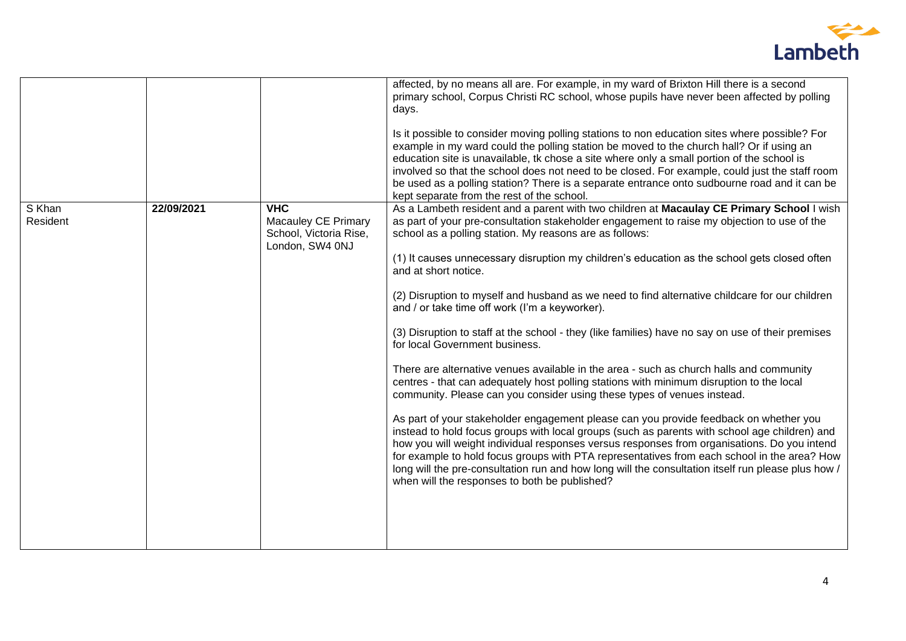| | | | |
|---|---|---|---|
| | | | affected, by no means all are. For example, in my ward of Brixton Hill there is a second primary school, Corpus Christi RC school, whose pupils have never been affected by polling days.<br><br>Is it possible to consider moving polling stations to non education sites where possible? For example in my ward could the polling station be moved to the church hall? Or if using an education site is unavailable, tk chose a site where only a small portion of the school is involved so that the school does not need to be closed. For example, could just the staff room be used as a polling station? There is a separate entrance onto sudbourne road and it can be kept separate from the rest of the school. |
| S Khan<br>Resident | **22/09/2021** | **VHC**<br>Macauley CE Primary School, Victoria Rise, London, SW4 0NJ | As a Lambeth resident and a parent with two children at **Macaulay CE Primary School** I wish as part of your pre-consultation stakeholder engagement to raise my objection to use of the school as a polling station. My reasons are as follows:<br><br>(1) It causes unnecessary disruption my children's education as the school gets closed often and at short notice.<br><br>(2) Disruption to myself and husband as we need to find alternative childcare for our children and / or take time off work (I'm a keyworker).<br><br>(3) Disruption to staff at the school - they (like families) have no say on use of their premises for local Government business.<br><br>There are alternative venues available in the area - such as church halls and community centres - that can adequately host polling stations with minimum disruption to the local community. Please can you consider using these types of venues instead.<br><br>As part of your stakeholder engagement please can you provide feedback on whether you instead to hold focus groups with local groups (such as parents with school age children) and how you will weight individual responses versus responses from organisations. Do you intend for example to hold focus groups with PTA representatives from each school in the area? How long will the pre-consultation run and how long will the consultation itself run please plus how / when will the responses to both be published? |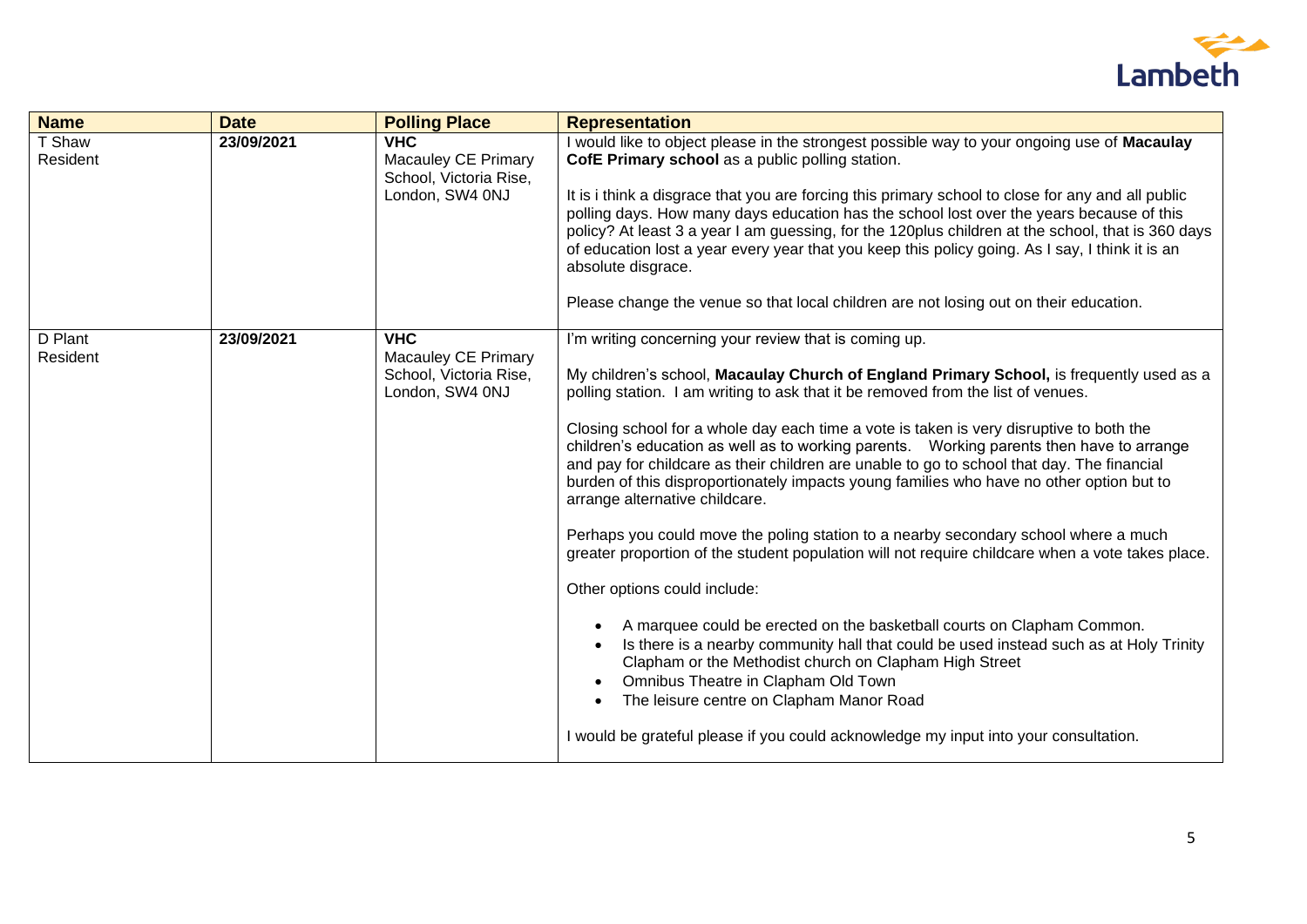| Name | Date | Polling Place | Representation |
|---|---|---|---|
| T Shaw<br>Resident | 23/09/2021 | **VHC**<br>Macauley CE Primary School, Victoria Rise, London, SW4 0NJ | I would like to object please in the strongest possible way to your ongoing use of **Macaulay CofE Primary school** as a public polling station.<br><br>It is i think a disgrace that you are forcing this primary school to close for any and all public polling days. How many days education has the school lost over the years because of this policy? At least 3 a year I am guessing, for the 120plus children at the school, that is 360 days of education lost a year every year that you keep this policy going. As I say, I think it is an absolute disgrace.<br><br>Please change the venue so that local children are not losing out on their education. |
| D Plant<br>Resident | 23/09/2021 | **VHC**<br>Macauley CE Primary School, Victoria Rise, London, SW4 0NJ | I'm writing concerning your review that is coming up.<br><br>My children's school, **Macaulay Church of England Primary School,** is frequently used as a polling station. I am writing to ask that it be removed from the list of venues.<br><br>Closing school for a whole day each time a vote is taken is very disruptive to both the children's education as well as to working parents. Working parents then have to arrange and pay for childcare as their children are unable to go to school that day. The financial burden of this disproportionately impacts young families who have no other option but to arrange alternative childcare.<br><br>Perhaps you could move the poling station to a nearby secondary school where a much greater proportion of the student population will not require childcare when a vote takes place.<br><br>Other options could include:<br><br>• A marquee could be erected on the basketball courts on Clapham Common.<br>• Is there is a nearby community hall that could be used instead such as at Holy Trinity Clapham or the Methodist church on Clapham High Street<br>• Omnibus Theatre in Clapham Old Town<br>• The leisure centre on Clapham Manor Road<br><br>I would be grateful please if you could acknowledge my input into your consultation. |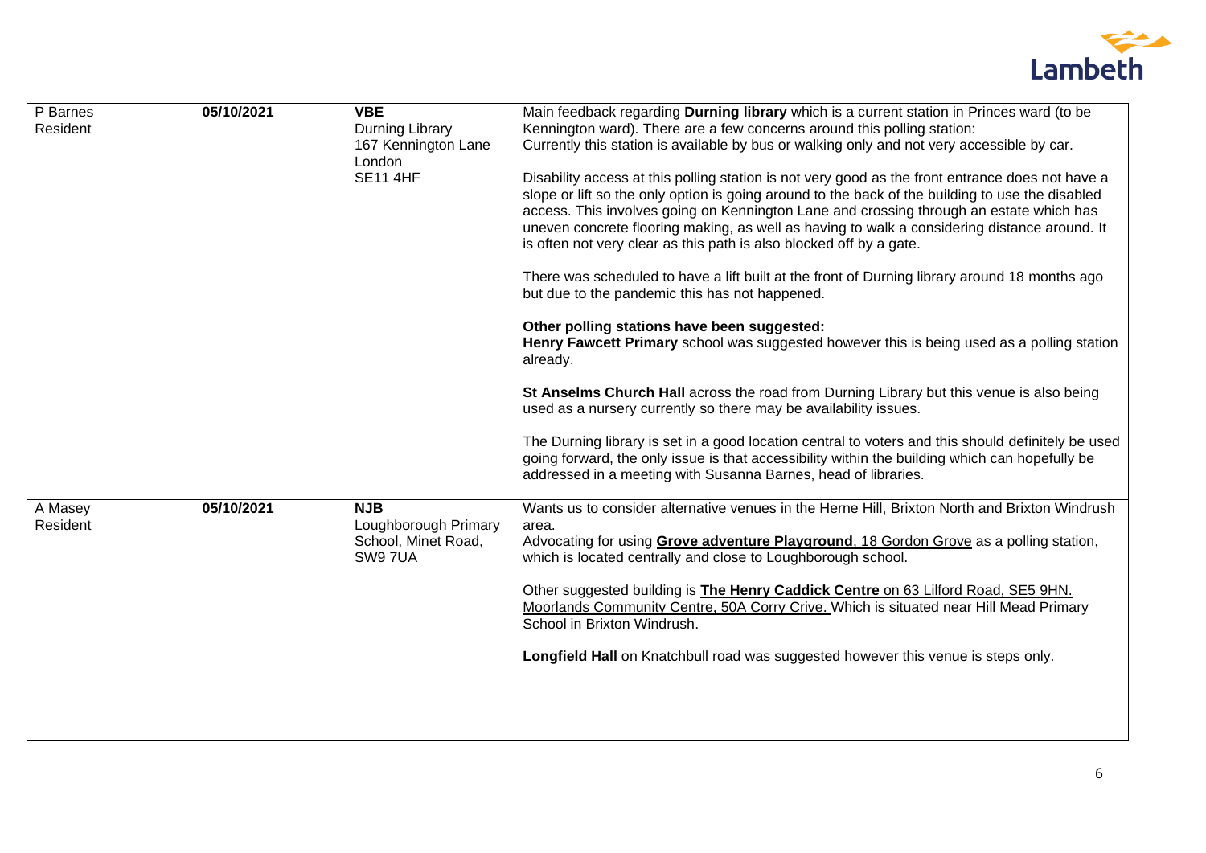| P Barnes<br>Resident | 05/10/2021 | **VBE**<br>Durning Library<br>167 Kennington Lane<br>London<br>SE11 4HF | Main feedback regarding **Durning library** which is a current station in Princes ward (to be Kennington ward). There are a few concerns around this polling station:<br>Currently this station is available by bus or walking only and not very accessible by car.<br><br>Disability access at this polling station is not very good as the front entrance does not have a slope or lift so the only option is going around to the back of the building to use the disabled access. This involves going on Kennington Lane and crossing through an estate which has uneven concrete flooring making, as well as having to walk a considering distance around. It is often not very clear as this path is also blocked off by a gate.<br><br>There was scheduled to have a lift built at the front of Durning library around 18 months ago but due to the pandemic this has not happened.<br><br>**Other polling stations have been suggested:**<br>**Henry Fawcett Primary** school was suggested however this is being used as a polling station already.<br><br>**St Anselms Church Hall** across the road from Durning Library but this venue is also being used as a nursery currently so there may be availability issues.<br><br>The Durning library is set in a good location central to voters and this should definitely be used going forward, the only issue is that accessibility within the building which can hopefully be addressed in a meeting with Susanna Barnes, head of libraries. |
|---|---|---|---|
| A Masey<br>Resident | 05/10/2021 | **NJB**<br>Loughborough Primary School, Minet Road, SW9 7UA | Wants us to consider alternative venues in the Herne Hill, Brixton North and Brixton Windrush area.<br>Advocating for using **Grove adventure Playground**, 18 Gordon Grove as a polling station, which is located centrally and close to Loughborough school.<br><br>Other suggested building is **The Henry Caddick Centre** on 63 Lilford Road, SE5 9HN.<br>Moorlands Community Centre, 50A Corry Crive. Which is situated near Hill Mead Primary School in Brixton Windrush.<br><br>**Longfield Hall** on Knatchbull road was suggested however this venue is steps only. |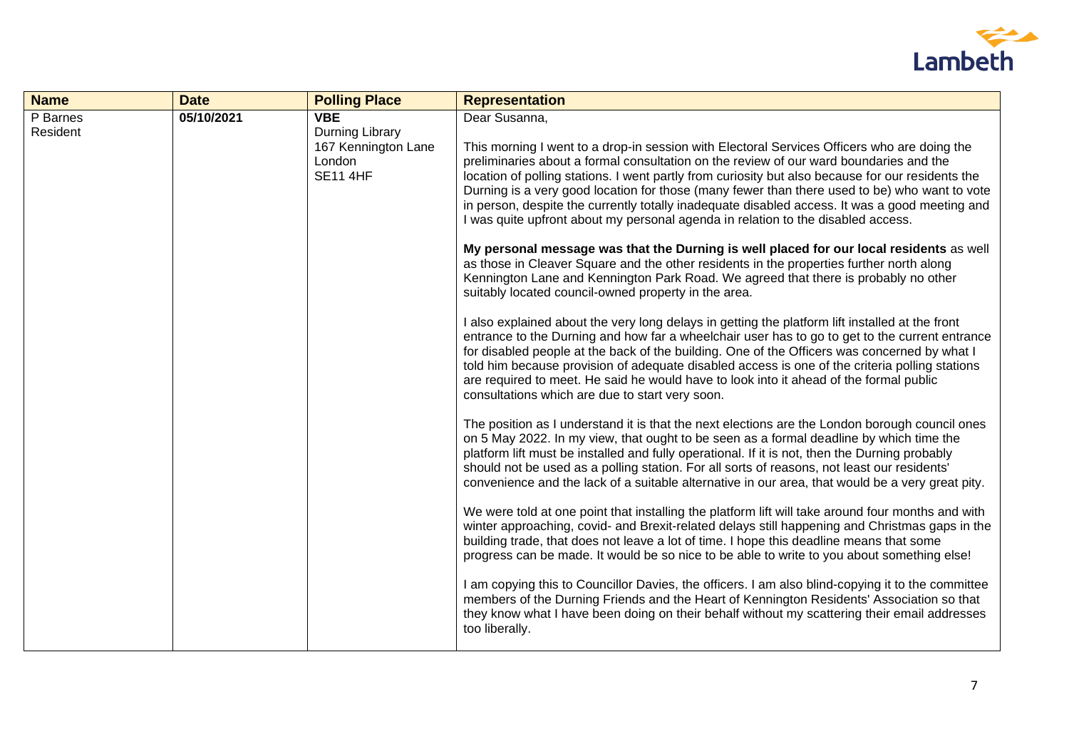| Name | Date | Polling Place | Representation |
|---|---|---|---|
| P Barnes<br>Resident | 05/10/2021 | **VBE**<br>Durning Library<br>167 Kennington Lane<br>London<br>SE11 4HF | Dear Susanna,<br><br>This morning I went to a drop-in session with Electoral Services Officers who are doing the preliminaries about a formal consultation on the review of our ward boundaries and the location of polling stations. I went partly from curiosity but also because for our residents the Durning is a very good location for those (many fewer than there used to be) who want to vote in person, despite the currently totally inadequate disabled access. It was a good meeting and I was quite upfront about my personal agenda in relation to the disabled access.<br><br>**My personal message was that the Durning is well placed for our local residents** as well as those in Cleaver Square and the other residents in the properties further north along Kennington Lane and Kennington Park Road. We agreed that there is probably no other suitably located council-owned property in the area.<br><br>I also explained about the very long delays in getting the platform lift installed at the front entrance to the Durning and how far a wheelchair user has to go to get to the current entrance for disabled people at the back of the building. One of the Officers was concerned by what I told him because provision of adequate disabled access is one of the criteria polling stations are required to meet. He said he would have to look into it ahead of the formal public consultations which are due to start very soon.<br><br>The position as I understand it is that the next elections are the London borough council ones on 5 May 2022. In my view, that ought to be seen as a formal deadline by which time the platform lift must be installed and fully operational. If it is not, then the Durning probably should not be used as a polling station. For all sorts of reasons, not least our residents' convenience and the lack of a suitable alternative in our area, that would be a very great pity.<br><br>We were told at one point that installing the platform lift will take around four months and with winter approaching, covid- and Brexit-related delays still happening and Christmas gaps in the building trade, that does not leave a lot of time. I hope this deadline means that some progress can be made. It would be so nice to be able to write to you about something else!<br><br>I am copying this to Councillor Davies, the officers. I am also blind-copying it to the committee members of the Durning Friends and the Heart of Kennington Residents' Association so that they know what I have been doing on their behalf without my scattering their email addresses too liberally. |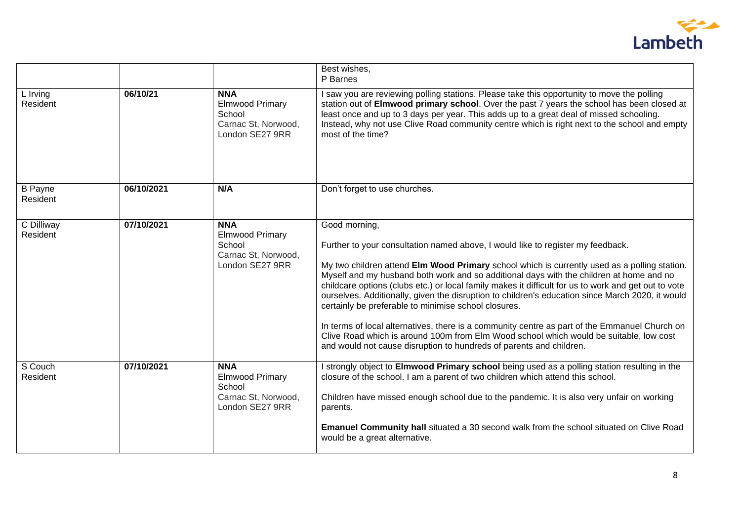| | | | |
|---|---|---|---|
| | | | Best wishes,<br>P Barnes |
| L Irving<br>Resident | **06/10/21** | **NNA**<br>Elmwood Primary School<br>Carnac St, Norwood, London SE27 9RR | I saw you are reviewing polling stations. Please take this opportunity to move the polling station out of **Elmwood primary school**. Over the past 7 years the school has been closed at least once and up to 3 days per year. This adds up to a great deal of missed schooling. Instead, why not use Clive Road community centre which is right next to the school and empty most of the time? |
| B Payne<br>Resident | **06/10/2021** | **N/A** | Don't forget to use churches. |
| C Dilliway<br>Resident | **07/10/2021** | **NNA**<br>Elmwood Primary School<br>Carnac St, Norwood, London SE27 9RR | Good morning,<br><br>Further to your consultation named above, I would like to register my feedback.<br><br>My two children attend **Elm Wood Primary** school which is currently used as a polling station. Myself and my husband both work and so additional days with the children at home and no childcare options (clubs etc.) or local family makes it difficult for us to work and get out to vote ourselves. Additionally, given the disruption to children's education since March 2020, it would certainly be preferable to minimise school closures.<br><br>In terms of local alternatives, there is a community centre as part of the Emmanuel Church on Clive Road which is around 100m from Elm Wood school which would be suitable, low cost and would not cause disruption to hundreds of parents and children. |
| S Couch<br>Resident | **07/10/2021** | **NNA**<br>Elmwood Primary School<br>Carnac St, Norwood, London SE27 9RR | I strongly object to **Elmwood Primary school** being used as a polling station resulting in the closure of the school. I am a parent of two children which attend this school.<br><br>Children have missed enough school due to the pandemic. It is also very unfair on working parents.<br><br>**Emanuel Community hall** situated a 30 second walk from the school situated on Clive Road would be a great alternative. |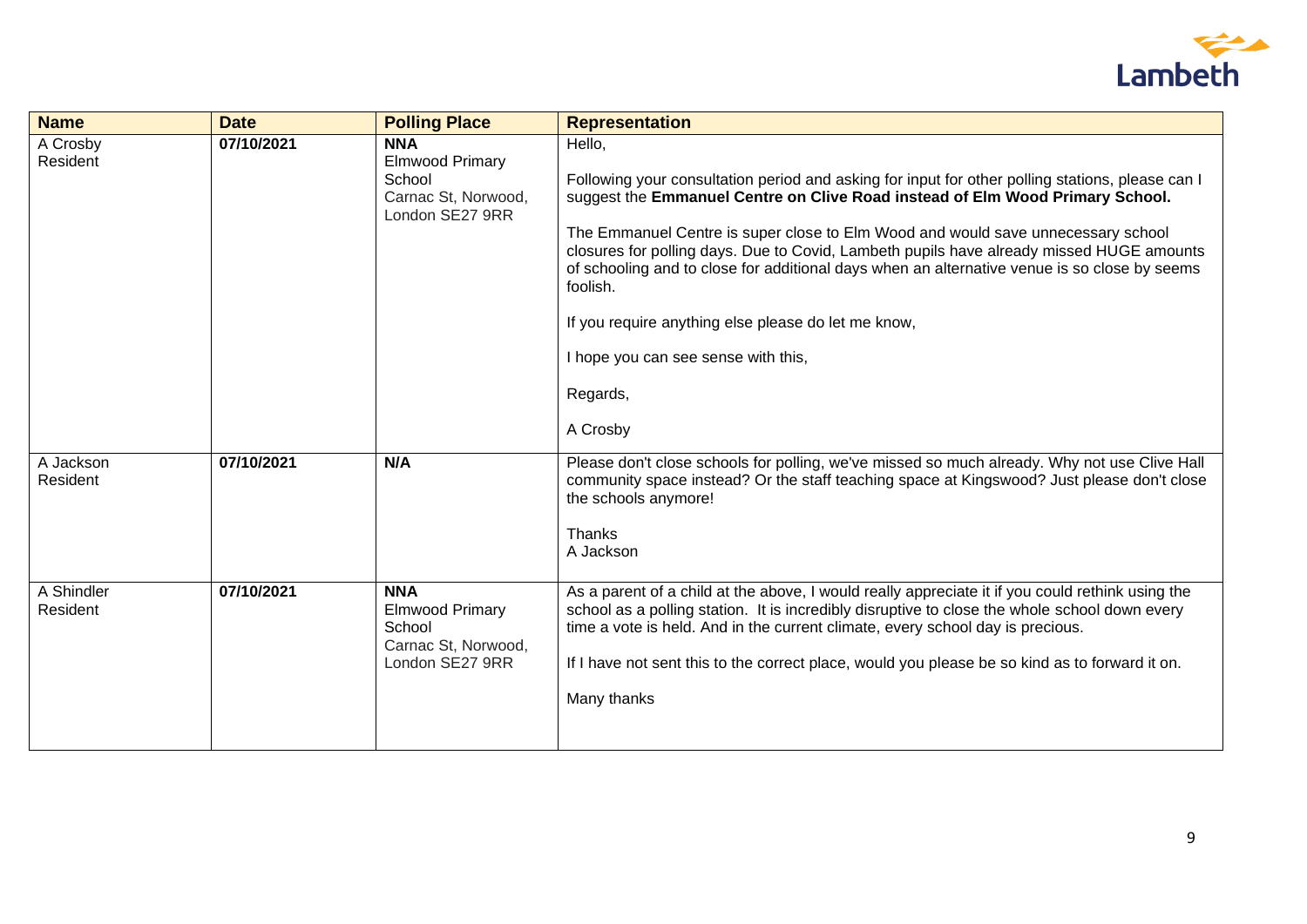| Name | Date | Polling Place | Representation |
|---|---|---|---|
| A Crosby<br>Resident | **07/10/2021** | **NNA**<br>Elmwood Primary School<br>Carnac St, Norwood, London SE27 9RR | Hello,<br><br>Following your consultation period and asking for input for other polling stations, please can I suggest the **Emmanuel Centre on Clive Road instead of Elm Wood Primary School.**<br><br>The Emmanuel Centre is super close to Elm Wood and would save unnecessary school closures for polling days. Due to Covid, Lambeth pupils have already missed HUGE amounts of schooling and to close for additional days when an alternative venue is so close by seems foolish.<br><br>If you require anything else please do let me know,<br><br>I hope you can see sense with this,<br><br>Regards,<br><br>A Crosby |
| A Jackson<br>Resident | **07/10/2021** | **N/A** | Please don't close schools for polling, we've missed so much already. Why not use Clive Hall community space instead? Or the staff teaching space at Kingswood? Just please don't close the schools anymore!<br><br>Thanks<br>A Jackson |
| A Shindler<br>Resident | **07/10/2021** | **NNA**<br>Elmwood Primary School<br>Carnac St, Norwood, London SE27 9RR | As a parent of a child at the above, I would really appreciate it if you could rethink using the school as a polling station. It is incredibly disruptive to close the whole school down every time a vote is held. And in the current climate, every school day is precious.<br><br>If I have not sent this to the correct place, would you please be so kind as to forward it on.<br><br>Many thanks |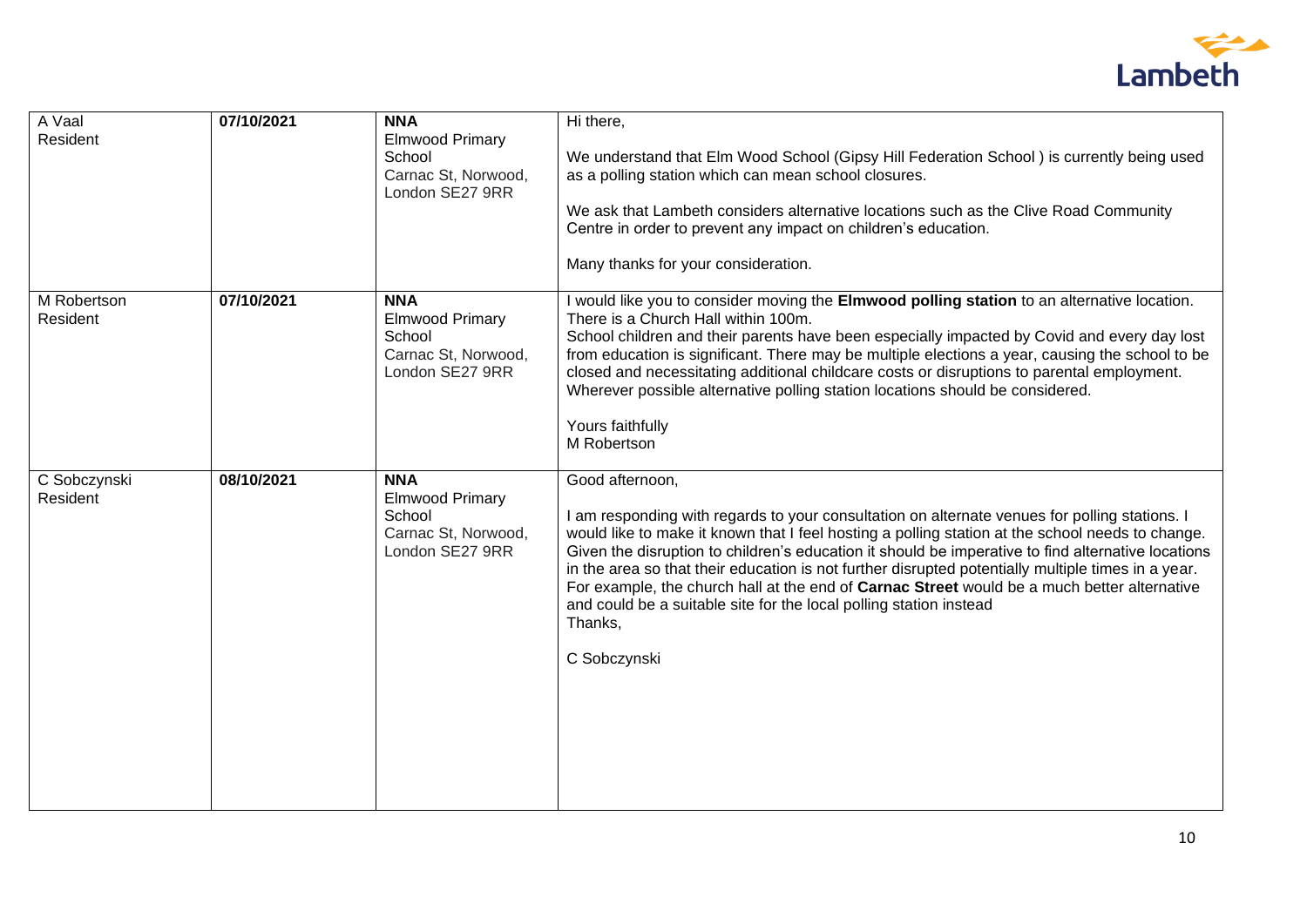| | | | |
|---|---|---|---|
| A Vaal<br>Resident | **07/10/2021** | **NNA**<br>Elmwood Primary School<br>Carnac St, Norwood, London SE27 9RR | Hi there,<br><br>We understand that Elm Wood School (Gipsy Hill Federation School ) is currently being used as a polling station which can mean school closures.<br><br>We ask that Lambeth considers alternative locations such as the Clive Road Community Centre in order to prevent any impact on children's education.<br><br>Many thanks for your consideration. |
| M Robertson<br>Resident | **07/10/2021** | **NNA**<br>Elmwood Primary School<br>Carnac St, Norwood, London SE27 9RR | I would like you to consider moving the **Elmwood polling station** to an alternative location. There is a Church Hall within 100m.<br>School children and their parents have been especially impacted by Covid and every day lost from education is significant. There may be multiple elections a year, causing the school to be closed and necessitating additional childcare costs or disruptions to parental employment. Wherever possible alternative polling station locations should be considered.<br><br>Yours faithfully<br>M Robertson |
| C Sobczynski<br>Resident | **08/10/2021** | **NNA**<br>Elmwood Primary School<br>Carnac St, Norwood, London SE27 9RR | Good afternoon,<br><br>I am responding with regards to your consultation on alternate venues for polling stations. I would like to make it known that I feel hosting a polling station at the school needs to change. Given the disruption to children's education it should be imperative to find alternative locations in the area so that their education is not further disrupted potentially multiple times in a year. For example, the church hall at the end of **Carnac Street** would be a much better alternative and could be a suitable site for the local polling station instead<br>Thanks,<br><br>C Sobczynski |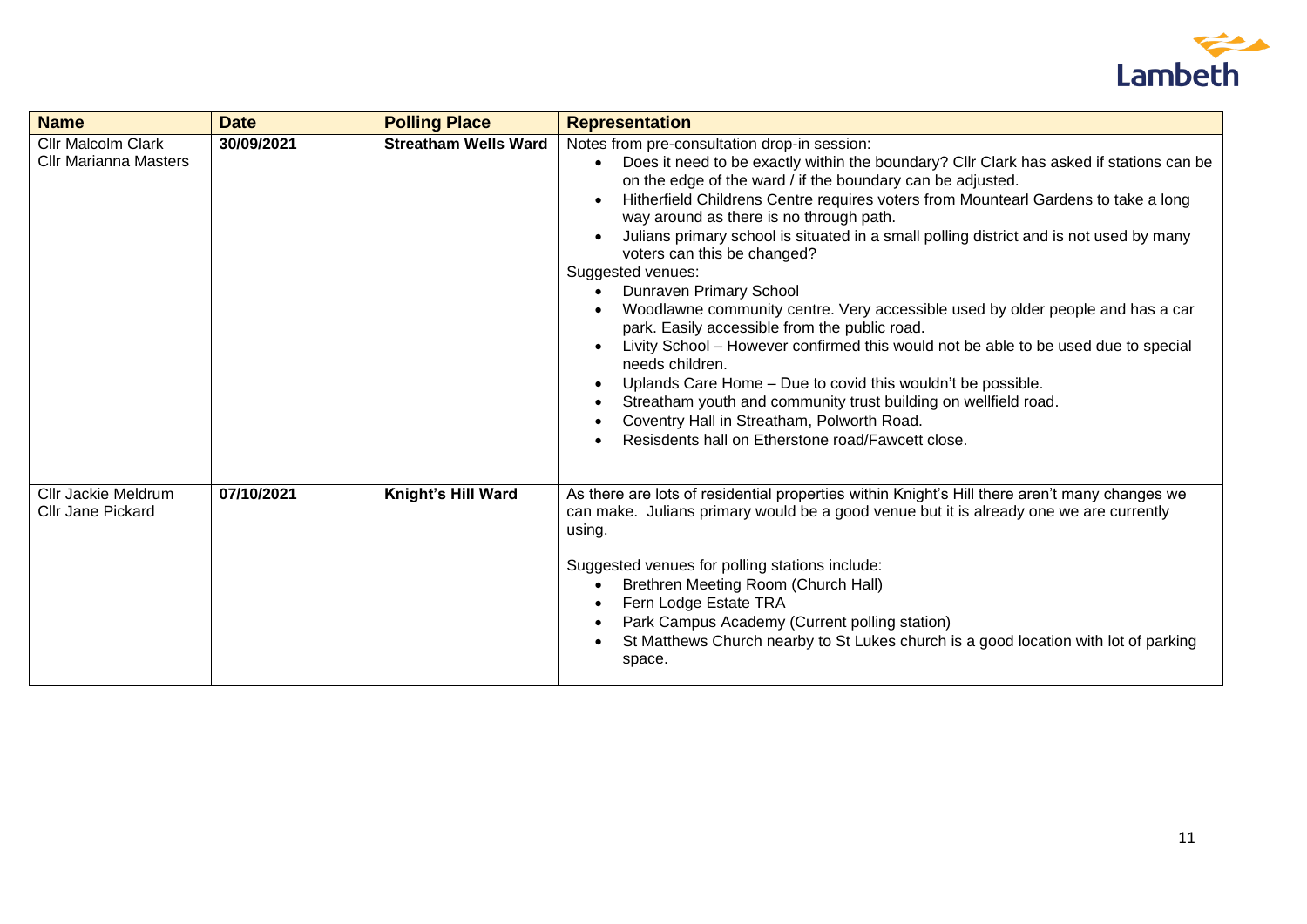| Name | Date | Polling Place | Representation |
|---|---|---|---|
| Cllr Malcolm Clark<br>Cllr Marianna Masters | 30/09/2021 | **Streatham Wells Ward** | Notes from pre-consultation drop-in session:<br>• Does it need to be exactly within the boundary? Cllr Clark has asked if stations can be on the edge of the ward / if the boundary can be adjusted.<br>• Hitherfield Childrens Centre requires voters from Mountearl Gardens to take a long way around as there is no through path.<br>• Julians primary school is situated in a small polling district and is not used by many voters can this be changed?<br>Suggested venues:<br>• Dunraven Primary School<br>• Woodlawne community centre. Very accessible used by older people and has a car park. Easily accessible from the public road.<br>• Livity School – However confirmed this would not be able to be used due to special needs children.<br>• Uplands Care Home – Due to covid this wouldn't be possible.<br>• Streatham youth and community trust building on wellfield road.<br>• Coventry Hall in Streatham, Polworth Road.<br>• Resisdents hall on Etherstone road/Fawcett close. |
| Cllr Jackie Meldrum<br>Cllr Jane Pickard | 07/10/2021 | **Knight's Hill Ward** | As there are lots of residential properties within Knight's Hill there aren't many changes we can make. Julians primary would be a good venue but it is already one we are currently using.<br><br>Suggested venues for polling stations include:<br>• Brethren Meeting Room (Church Hall)<br>• Fern Lodge Estate TRA<br>• Park Campus Academy (Current polling station)<br>• St Matthews Church nearby to St Lukes church is a good location with lot of parking space. |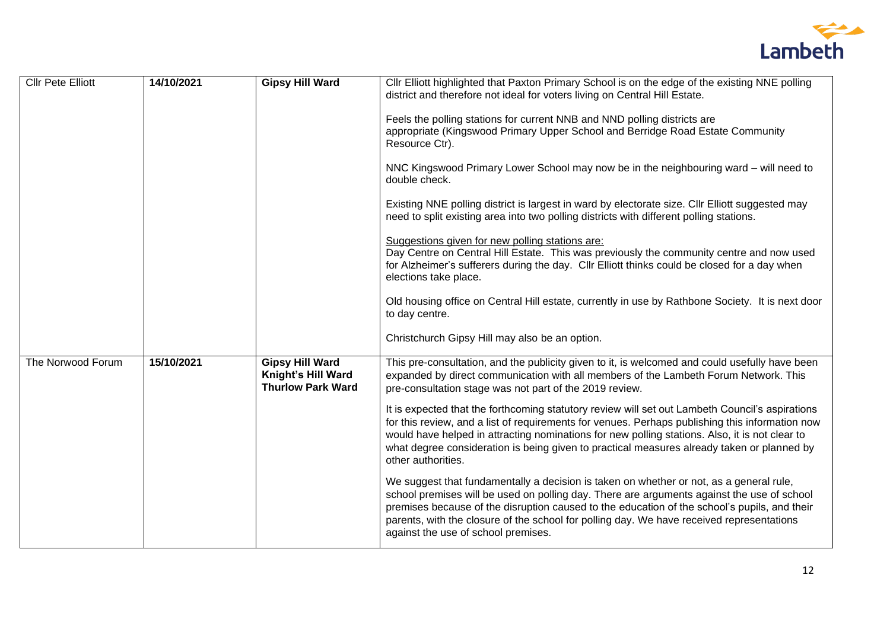| Cllr Pete Elliott | 14/10/2021 | **Gipsy Hill Ward** | Cllr Elliott highlighted that Paxton Primary School is on the edge of the existing NNE polling district and therefore not ideal for voters living on Central Hill Estate.<br><br>Feels the polling stations for current NNB and NND polling districts are appropriate (Kingswood Primary Upper School and Berridge Road Estate Community Resource Ctr).<br><br>NNC Kingswood Primary Lower School may now be in the neighbouring ward – will need to double check.<br><br>Existing NNE polling district is largest in ward by electorate size. Cllr Elliott suggested may need to split existing area into two polling districts with different polling stations.<br><br><u>Suggestions given for new polling stations are:</u><br>Day Centre on Central Hill Estate. This was previously the community centre and now used for Alzheimer's sufferers during the day. Cllr Elliott thinks could be closed for a day when elections take place.<br><br>Old housing office on Central Hill estate, currently in use by Rathbone Society. It is next door to day centre.<br><br>Christchurch Gipsy Hill may also be an option. |
|---|---|---|---|
| The Norwood Forum | 15/10/2021 | **Gipsy Hill Ward**<br>**Knight's Hill Ward**<br>**Thurlow Park Ward** | This pre-consultation, and the publicity given to it, is welcomed and could usefully have been expanded by direct communication with all members of the Lambeth Forum Network. This pre-consultation stage was not part of the 2019 review.<br><br>It is expected that the forthcoming statutory review will set out Lambeth Council's aspirations for this review, and a list of requirements for venues. Perhaps publishing this information now would have helped in attracting nominations for new polling stations. Also, it is not clear to what degree consideration is being given to practical measures already taken or planned by other authorities.<br><br>We suggest that fundamentally a decision is taken on whether or not, as a general rule, school premises will be used on polling day. There are arguments against the use of school premises because of the disruption caused to the education of the school's pupils, and their parents, with the closure of the school for polling day. We have received representations against the use of school premises. |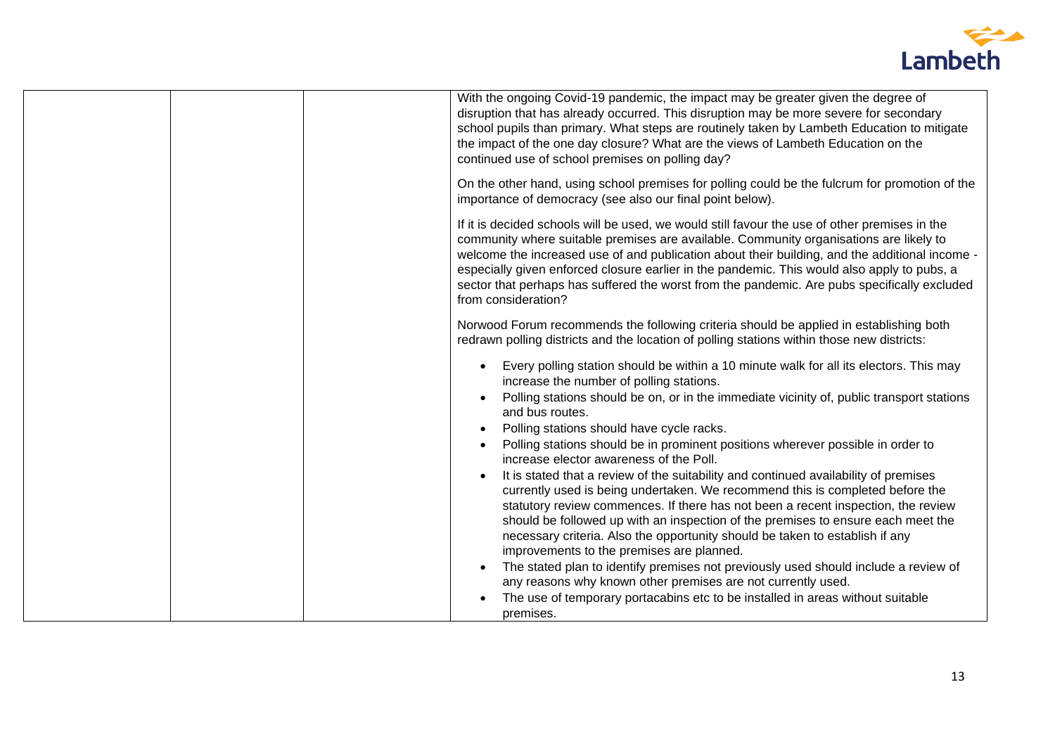| | | | |
|---|---|---|---|
| | | | With the ongoing Covid-19 pandemic, the impact may be greater given the degree of disruption that has already occurred. This disruption may be more severe for secondary school pupils than primary. What steps are routinely taken by Lambeth Education to mitigate the impact of the one day closure? What are the views of Lambeth Education on the continued use of school premises on polling day?<br><br>On the other hand, using school premises for polling could be the fulcrum for promotion of the importance of democracy (see also our final point below).<br><br>If it is decided schools will be used, we would still favour the use of other premises in the community where suitable premises are available. Community organisations are likely to welcome the increased use of and publication about their building, and the additional income - especially given enforced closure earlier in the pandemic. This would also apply to pubs, a sector that perhaps has suffered the worst from the pandemic. Are pubs specifically excluded from consideration?<br><br>Norwood Forum recommends the following criteria should be applied in establishing both redrawn polling districts and the location of polling stations within those new districts:<br><br>• Every polling station should be within a 10 minute walk for all its electors. This may increase the number of polling stations.<br>• Polling stations should be on, or in the immediate vicinity of, public transport stations and bus routes.<br>• Polling stations should have cycle racks.<br>• Polling stations should be in prominent positions wherever possible in order to increase elector awareness of the Poll.<br>• It is stated that a review of the suitability and continued availability of premises currently used is being undertaken. We recommend this is completed before the statutory review commences. If there has not been a recent inspection, the review should be followed up with an inspection of the premises to ensure each meet the necessary criteria. Also the opportunity should be taken to establish if any improvements to the premises are planned.<br>• The stated plan to identify premises not previously used should include a review of any reasons why known other premises are not currently used.<br>• The use of temporary portacabins etc to be installed in areas without suitable premises. |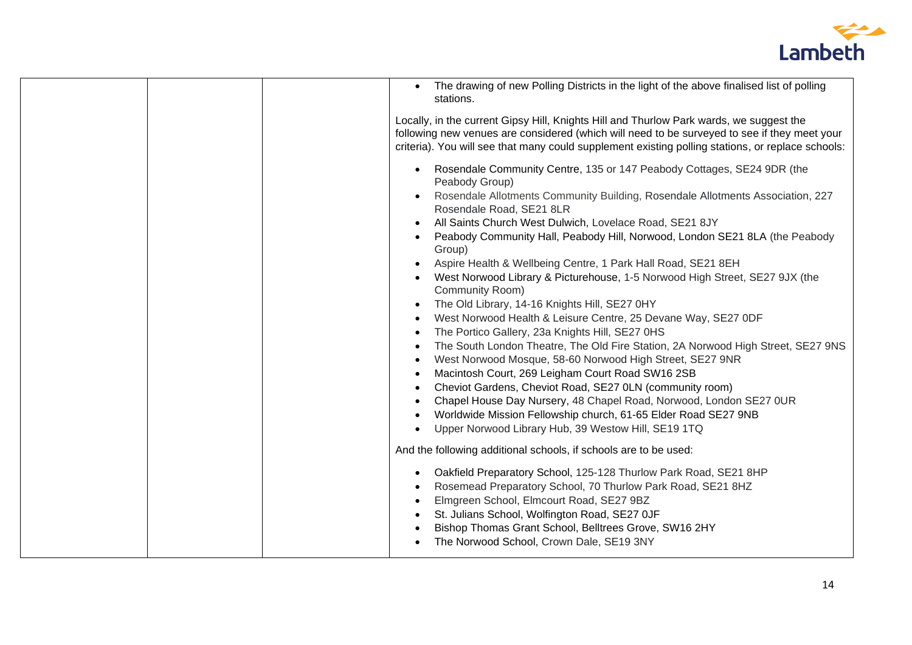| | | | • The drawing of new Polling Districts in the light of the above finalised list of polling stations.<br><br>Locally, in the current Gipsy Hill, Knights Hill and Thurlow Park wards, we suggest the following new venues are considered (which will need to be surveyed to see if they meet your criteria). You will see that many could supplement existing polling stations, or replace schools:<br><br>• Rosendale Community Centre, 135 or 147 Peabody Cottages, SE24 9DR (the Peabody Group)<br>• Rosendale Allotments Community Building, Rosendale Allotments Association, 227 Rosendale Road, SE21 8LR<br>• All Saints Church West Dulwich, Lovelace Road, SE21 8JY<br>• Peabody Community Hall, Peabody Hill, Norwood, London SE21 8LA (the Peabody Group)<br>• Aspire Health & Wellbeing Centre, 1 Park Hall Road, SE21 8EH<br>• West Norwood Library & Picturehouse, 1-5 Norwood High Street, SE27 9JX (the Community Room)<br>• The Old Library, 14-16 Knights Hill, SE27 0HY<br>• West Norwood Health & Leisure Centre, 25 Devane Way, SE27 0DF<br>• The Portico Gallery, 23a Knights Hill, SE27 0HS<br>• The South London Theatre, The Old Fire Station, 2A Norwood High Street, SE27 9NS<br>• West Norwood Mosque, 58-60 Norwood High Street, SE27 9NR<br>• Macintosh Court, 269 Leigham Court Road SW16 2SB<br>• Cheviot Gardens, Cheviot Road, SE27 0LN (community room)<br>• Chapel House Day Nursery, 48 Chapel Road, Norwood, London SE27 0UR<br>• Worldwide Mission Fellowship church, 61-65 Elder Road SE27 9NB<br>• Upper Norwood Library Hub, 39 Westow Hill, SE19 1TQ<br><br>And the following additional schools, if schools are to be used:<br><br>• Oakfield Preparatory School, 125-128 Thurlow Park Road, SE21 8HP<br>• Rosemead Preparatory School, 70 Thurlow Park Road, SE21 8HZ<br>• Elmgreen School, Elmcourt Road, SE27 9BZ<br>• St. Julians School, Wolfington Road, SE27 0JF<br>• Bishop Thomas Grant School, Belltrees Grove, SW16 2HY<br>• The Norwood School, Crown Dale, SE19 3NY |
|---|---|---|---|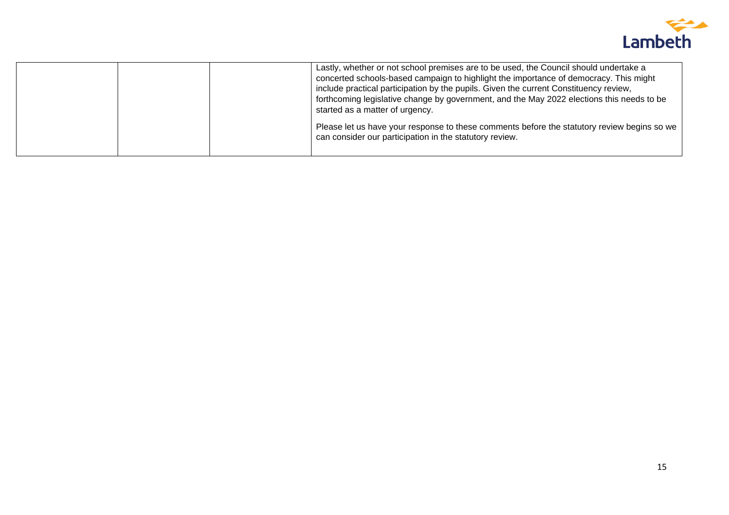| | | | |
|---|---|---|---|
| | | | Lastly, whether or not school premises are to be used, the Council should undertake a concerted schools-based campaign to highlight the importance of democracy. This might include practical participation by the pupils. Given the current Constituency review, forthcoming legislative change by government, and the May 2022 elections this needs to be started as a matter of urgency.<br><br>Please let us have your response to these comments before the statutory review begins so we can consider our participation in the statutory review. |